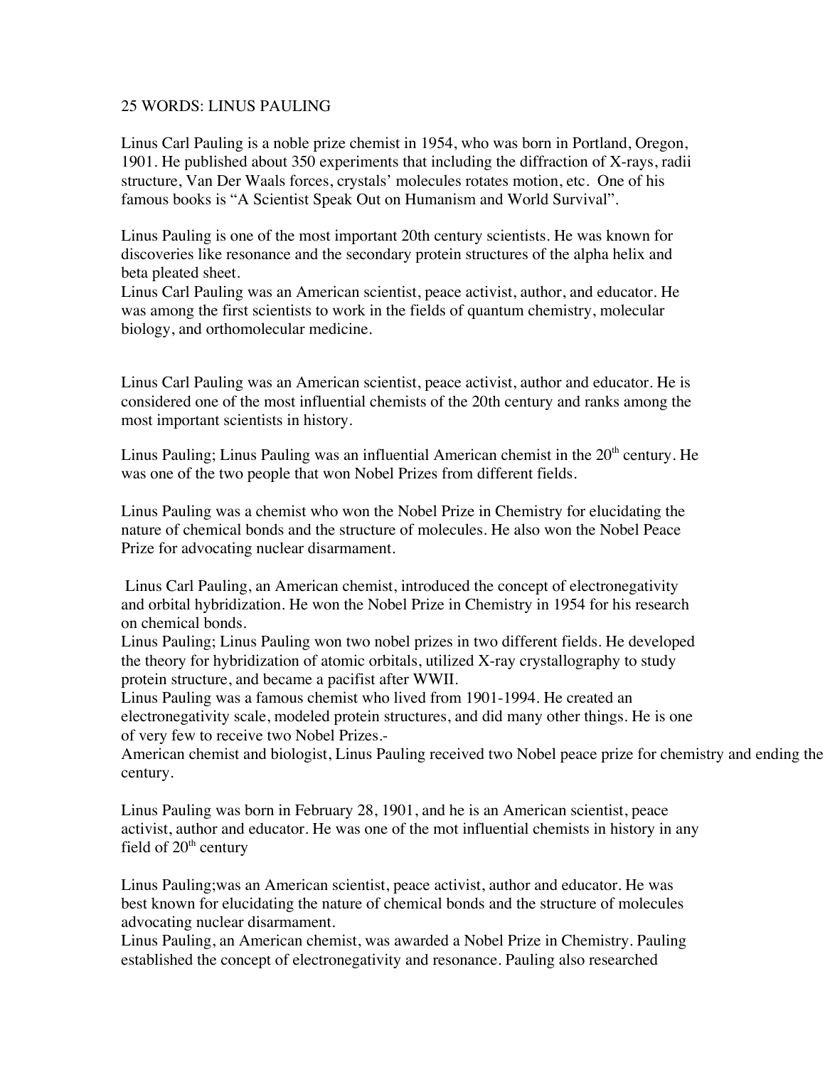# 25 WORDS: LINUS PAULING

Linus Carl Pauling is a noble prize chemist in 1954, who was born in Portland, Oregon, 1901. He published about 350 experiments that including the diffraction of X-rays, radii structure, Van Der Waals forces, crystals' molecules rotates motion, etc. One of his famous books is "A Scientist Speak Out on Humanism and World Survival".

Linus Pauling is one of the most important 20th century scientists. He was known for discoveries like resonance and the secondary protein structures of the alpha helix and beta pleated sheet.

Linus Carl Pauling was an American scientist, peace activist, author, and educator. He was among the first scientists to work in the fields of quantum chemistry, molecular biology, and orthomolecular medicine.

Linus Carl Pauling was an American scientist, peace activist, author and educator. He is considered one of the most influential chemists of the 20th century and ranks among the most important scientists in history.

Linus Pauling; Linus Pauling was an influential American chemist in the 20th century. He was one of the two people that won Nobel Prizes from different fields.

Linus Pauling was a chemist who won the Nobel Prize in Chemistry for elucidating the nature of chemical bonds and the structure of molecules. He also won the Nobel Peace Prize for advocating nuclear disarmament.

Linus Carl Pauling, an American chemist, introduced the concept of electronegativity and orbital hybridization. He won the Nobel Prize in Chemistry in 1954 for his research on chemical bonds.

Linus Pauling; Linus Pauling won two nobel prizes in two different fields. He developed the theory for hybridization of atomic orbitals, utilized X-ray crystallography to study protein structure, and became a pacifist after WWII.

Linus Pauling was a famous chemist who lived from 1901-1994. He created an electronegativity scale, modeled protein structures, and did many other things. He is one of very few to receive two Nobel Prizes.-

American chemist and biologist, Linus Pauling received two Nobel peace prize for chemistry and ending the century.

Linus Pauling was born in February 28, 1901, and he is an American scientist, peace activist, author and educator. He was one of the mot influential chemists in history in any field of 20th century

Linus Pauling;was an American scientist, peace activist, author and educator. He was best known for elucidating the nature of chemical bonds and the structure of molecules advocating nuclear disarmament.

Linus Pauling, an American chemist, was awarded a Nobel Prize in Chemistry. Pauling established the concept of electronegativity and resonance. Pauling also researched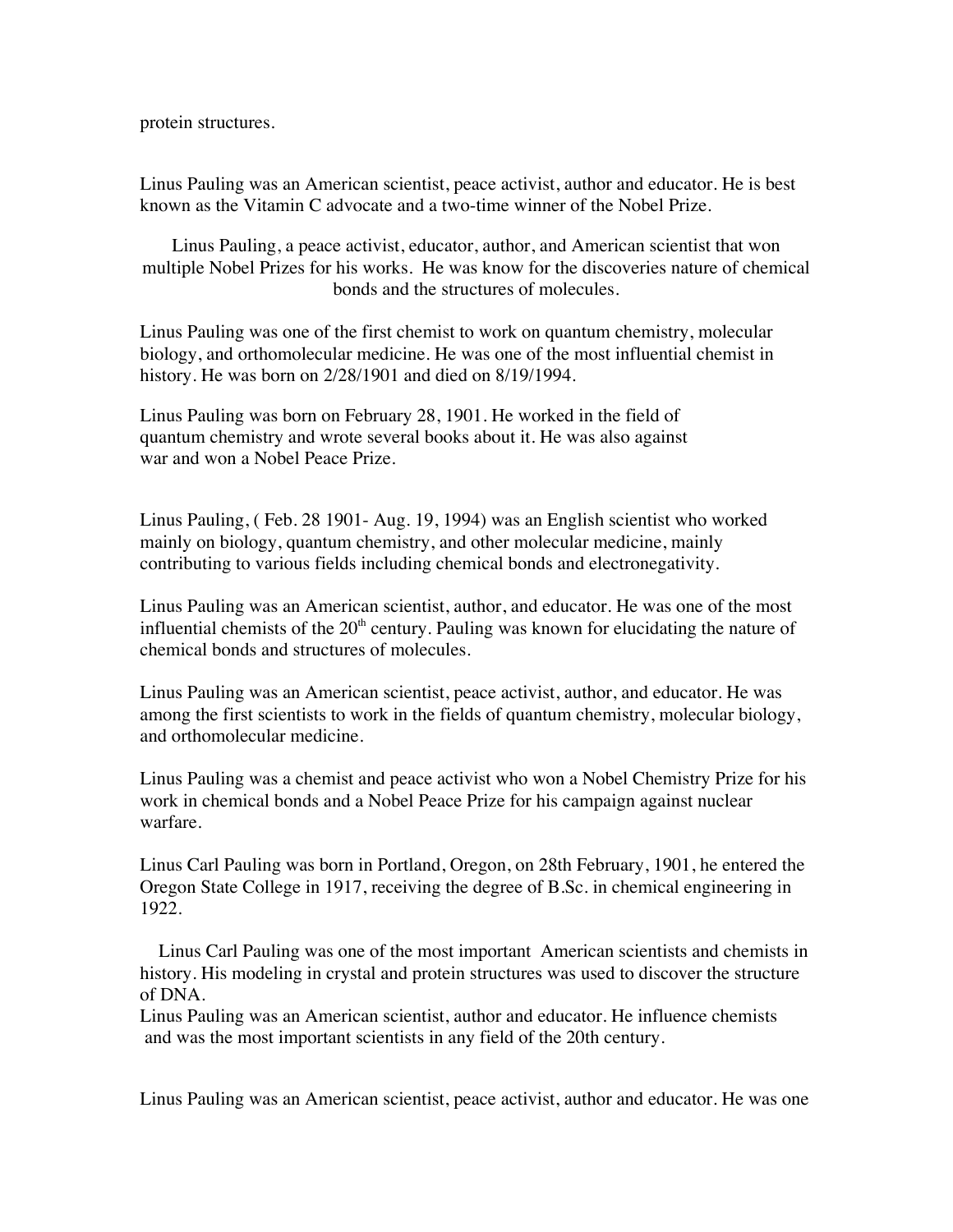protein structures.

Linus Pauling was an American scientist, peace activist, author and educator. He is best known as the Vitamin C advocate and a two-time winner of the Nobel Prize.

Linus Pauling, a peace activist, educator, author, and American scientist that won multiple Nobel Prizes for his works. He was know for the discoveries nature of chemical bonds and the structures of molecules.

Linus Pauling was one of the first chemist to work on quantum chemistry, molecular biology, and orthomolecular medicine. He was one of the most influential chemist in history. He was born on 2/28/1901 and died on 8/19/1994.

Linus Pauling was born on February 28, 1901. He worked in the field of quantum chemistry and wrote several books about it. He was also against war and won a Nobel Peace Prize.

Linus Pauling, ( Feb. 28 1901- Aug. 19, 1994) was an English scientist who worked mainly on biology, quantum chemistry, and other molecular medicine, mainly contributing to various fields including chemical bonds and electronegativity.

Linus Pauling was an American scientist, author, and educator. He was one of the most influential chemists of the 20th century. Pauling was known for elucidating the nature of chemical bonds and structures of molecules.

Linus Pauling was an American scientist, peace activist, author, and educator. He was among the first scientists to work in the fields of quantum chemistry, molecular biology, and orthomolecular medicine.

Linus Pauling was a chemist and peace activist who won a Nobel Chemistry Prize for his work in chemical bonds and a Nobel Peace Prize for his campaign against nuclear warfare.

Linus Carl Pauling was born in Portland, Oregon, on 28th February, 1901, he entered the Oregon State College in 1917, receiving the degree of B.Sc. in chemical engineering in 1922.

Linus Carl Pauling was one of the most important American scientists and chemists in history. His modeling in crystal and protein structures was used to discover the structure of DNA.
Linus Pauling was an American scientist, author and educator. He influence chemists and was the most important scientists in any field of the 20th century.

Linus Pauling was an American scientist, peace activist, author and educator. He was one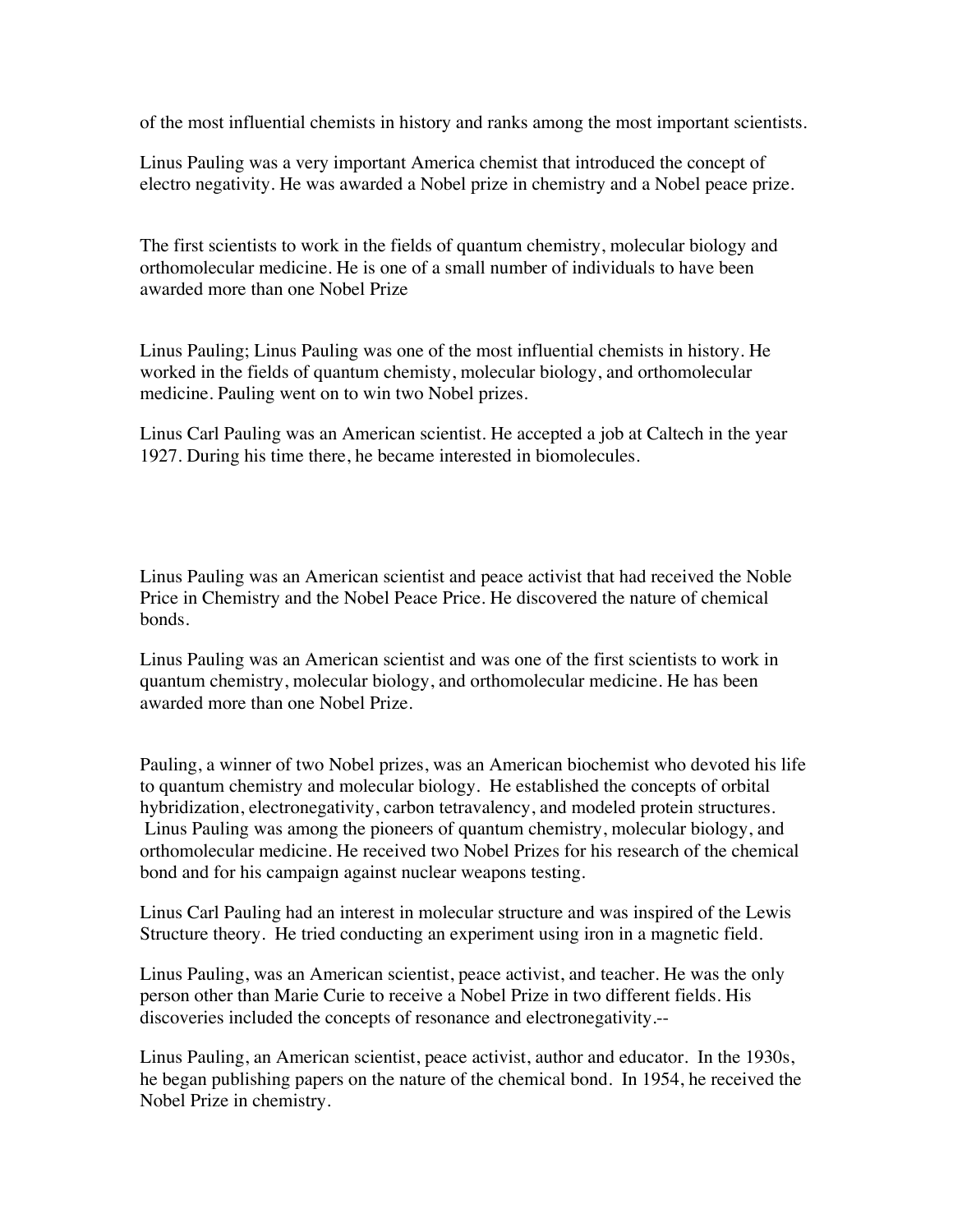of the most influential chemists in history and ranks among the most important scientists.

Linus Pauling was a very important America chemist that introduced the concept of electro negativity. He was awarded a Nobel prize in chemistry and a Nobel peace prize.

The first scientists to work in the fields of quantum chemistry, molecular biology and orthomolecular medicine. He is one of a small number of individuals to have been awarded more than one Nobel Prize

Linus Pauling; Linus Pauling was one of the most influential chemists in history. He worked in the fields of quantum chemisty, molecular biology, and orthomolecular medicine. Pauling went on to win two Nobel prizes.

Linus Carl Pauling was an American scientist. He accepted a job at Caltech in the year 1927. During his time there, he became interested in biomolecules.

Linus Pauling was an American scientist and peace activist that had received the Noble Price in Chemistry and the Nobel Peace Price. He discovered the nature of chemical bonds.

Linus Pauling was an American scientist and was one of the first scientists to work in quantum chemistry, molecular biology, and orthomolecular medicine. He has been awarded more than one Nobel Prize.

Pauling, a winner of two Nobel prizes, was an American biochemist who devoted his life to quantum chemistry and molecular biology. He established the concepts of orbital hybridization, electronegativity, carbon tetravalency, and modeled protein structures. Linus Pauling was among the pioneers of quantum chemistry, molecular biology, and orthomolecular medicine. He received two Nobel Prizes for his research of the chemical bond and for his campaign against nuclear weapons testing.

Linus Carl Pauling had an interest in molecular structure and was inspired of the Lewis Structure theory. He tried conducting an experiment using iron in a magnetic field.

Linus Pauling, was an American scientist, peace activist, and teacher. He was the only person other than Marie Curie to receive a Nobel Prize in two different fields. His discoveries included the concepts of resonance and electronegativity.--

Linus Pauling, an American scientist, peace activist, author and educator. In the 1930s, he began publishing papers on the nature of the chemical bond. In 1954, he received the Nobel Prize in chemistry.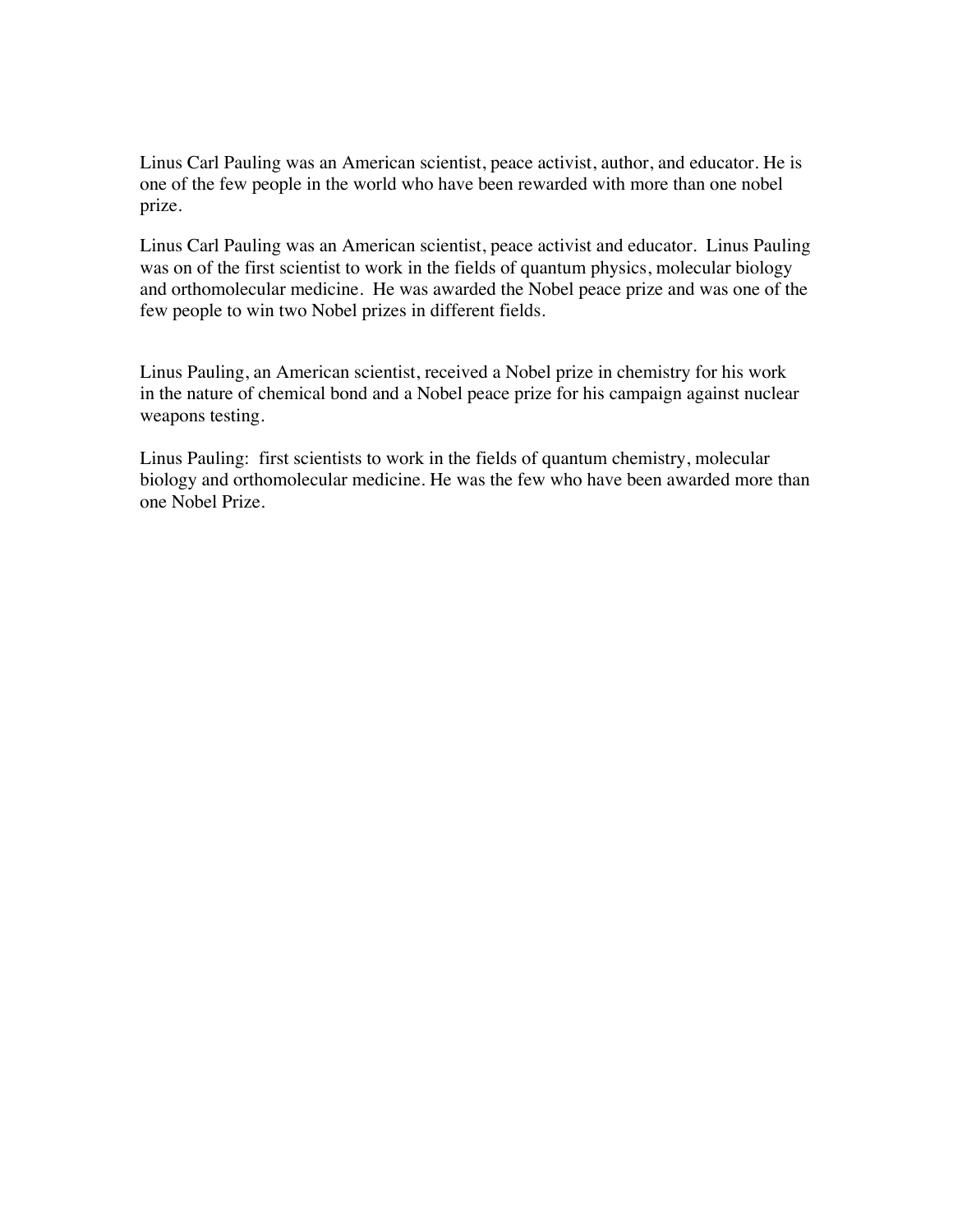Linus Carl Pauling was an American scientist, peace activist, author, and educator. He is one of the few people in the world who have been rewarded with more than one nobel prize.

Linus Carl Pauling was an American scientist, peace activist and educator. Linus Pauling was on of the first scientist to work in the fields of quantum physics, molecular biology and orthomolecular medicine. He was awarded the Nobel peace prize and was one of the few people to win two Nobel prizes in different fields.

Linus Pauling, an American scientist, received a Nobel prize in chemistry for his work in the nature of chemical bond and a Nobel peace prize for his campaign against nuclear weapons testing.

Linus Pauling: first scientists to work in the fields of quantum chemistry, molecular biology and orthomolecular medicine. He was the few who have been awarded more than one Nobel Prize.